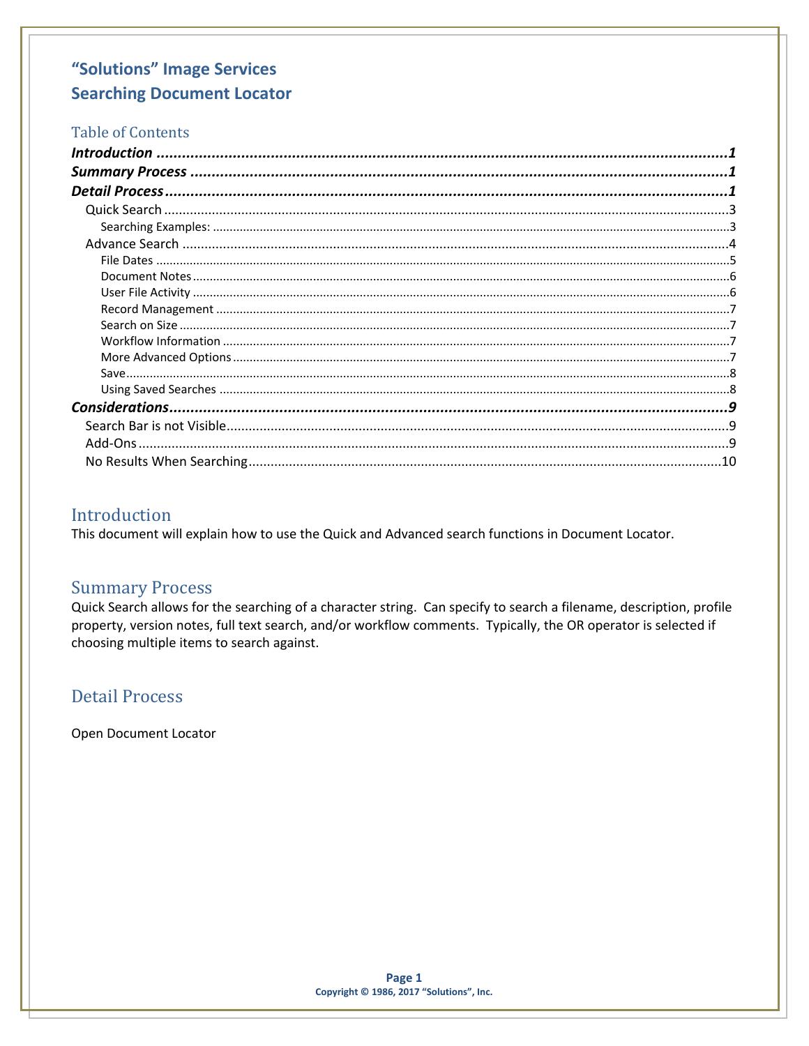# "Solutions" Image Services
# Searching Document Locator

## Table of Contents

***Introduction*** ........................................................................ ***1***
***Summary Process*** ........................................................................ ***1***
***Detail Process*** ........................................................................ ***1***
- Quick Search ........................................................................ 3
  - Searching Examples: ........................................................................ 3
- Advance Search ........................................................................ 4
  - File Dates ........................................................................ 5
  - Document Notes ........................................................................ 6
  - User File Activity ........................................................................ 6
  - Record Management ........................................................................ 7
  - Search on Size ........................................................................ 7
  - Workflow Information ........................................................................ 7
  - More Advanced Options ........................................................................ 7
  - Save ........................................................................ 8
  - Using Saved Searches ........................................................................ 8

***Considerations*** ........................................................................ ***9***
- Search Bar is not Visible ........................................................................ 9
- Add-Ons ........................................................................ 9
- No Results When Searching ........................................................................ 10

## Introduction

This document will explain how to use the Quick and Advanced search functions in Document Locator.

## Summary Process

Quick Search allows for the searching of a character string. Can specify to search a filename, description, profile property, version notes, full text search, and/or workflow comments. Typically, the OR operator is selected if choosing multiple items to search against.

## Detail Process

Open Document Locator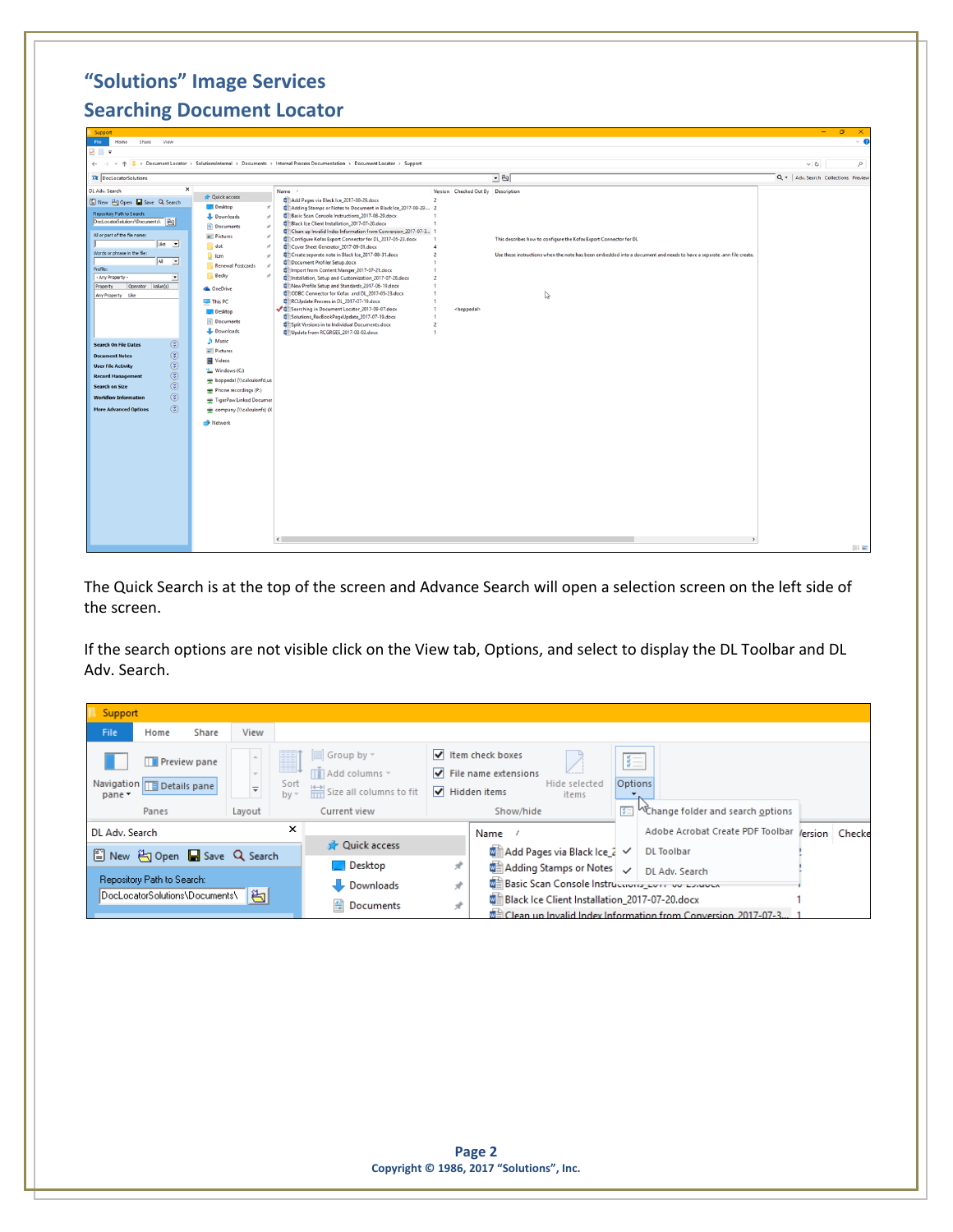# "Solutions" Image Services

## Searching Document Locator

The Quick Search is at the top of the screen and Advance Search will open a selection screen on the left side of the screen.

If the search options are not visible click on the View tab, Options, and select to display the DL Toolbar and DL Adv. Search.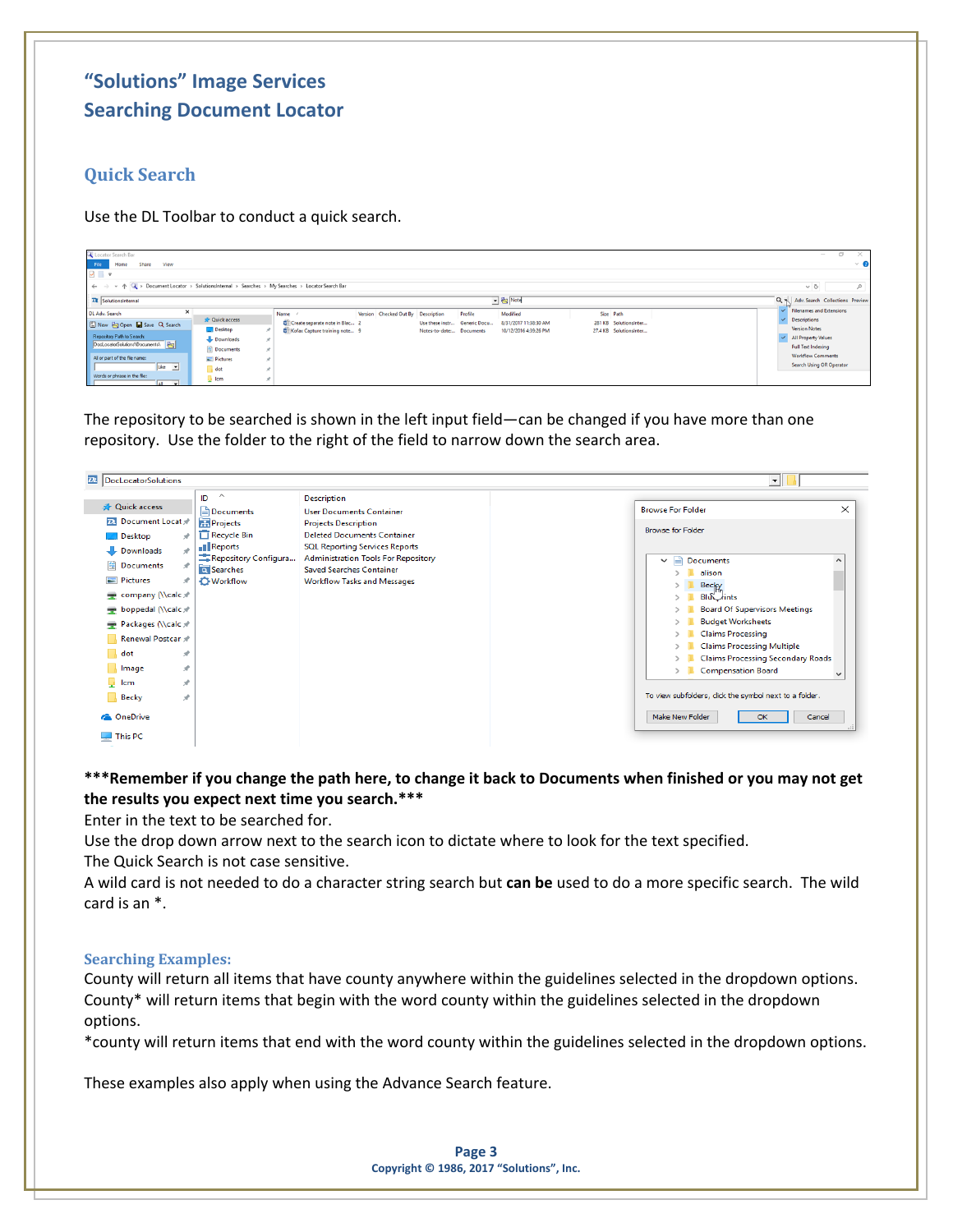# "Solutions" Image Services
# Searching Document Locator

## Quick Search

Use the DL Toolbar to conduct a quick search.

The repository to be searched is shown in the left input field—can be changed if you have more than one repository. Use the folder to the right of the field to narrow down the search area.

**\*\*\*Remember if you change the path here, to change it back to Documents when finished or you may not get the results you expect next time you search.\*\*\***

Enter in the text to be searched for.

Use the drop down arrow next to the search icon to dictate where to look for the text specified.

The Quick Search is not case sensitive.

A wild card is not needed to do a character string search but **can be** used to do a more specific search. The wild card is an *.

### Searching Examples:

County will return all items that have county anywhere within the guidelines selected in the dropdown options.

County* will return items that begin with the word county within the guidelines selected in the dropdown options.

*county will return items that end with the word county within the guidelines selected in the dropdown options.

These examples also apply when using the Advance Search feature.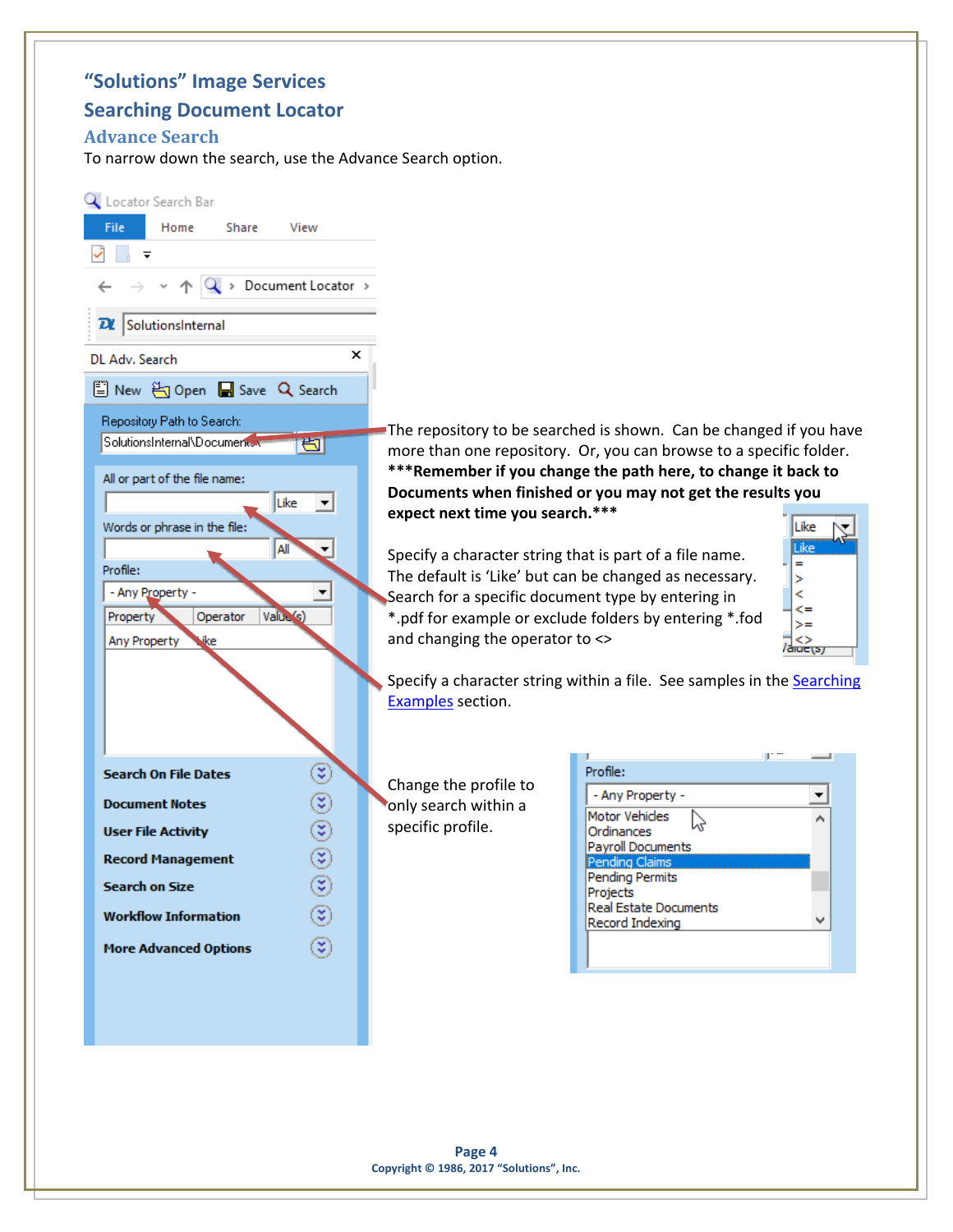# "Solutions" Image Services

## Searching Document Locator

### Advance Search

To narrow down the search, use the Advance Search option.

The repository to be searched is shown. Can be changed if you have more than one repository. Or, you can browse to a specific folder. **\*\*\*Remember if you change the path here, to change it back to Documents when finished or you may not get the results you expect next time you search.\*\*\***

Specify a character string that is part of a file name. The default is 'Like' but can be changed as necessary. Search for a specific document type by entering in *.pdf for example or exclude folders by entering *.fod and changing the operator to <>

Specify a character string within a file. See samples in the Searching Examples section.

Change the profile to only search within a specific profile.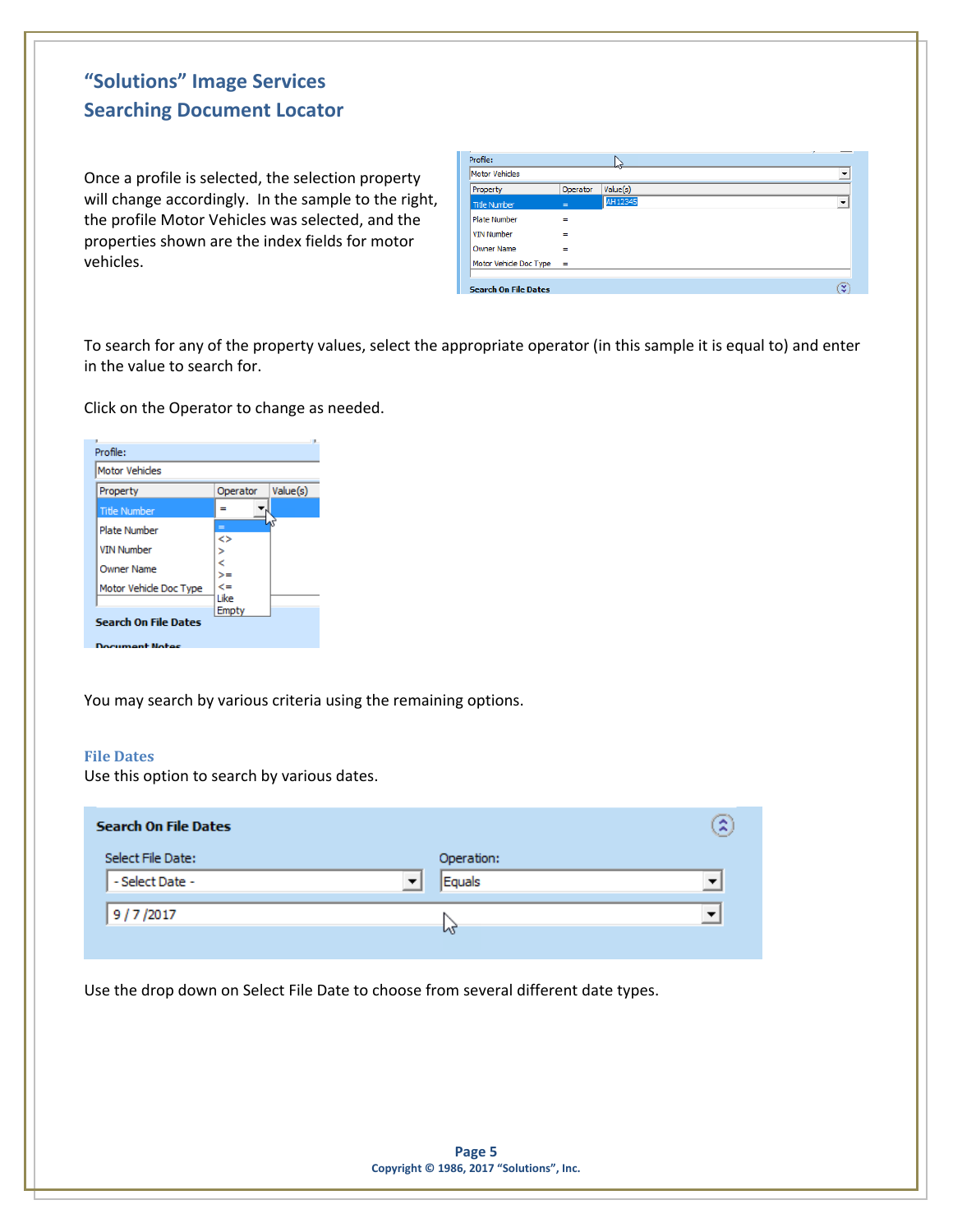# "Solutions" Image Services
## Searching Document Locator

Once a profile is selected, the selection property will change accordingly. In the sample to the right, the profile Motor Vehicles was selected, and the properties shown are the index fields for motor vehicles.

To search for any of the property values, select the appropriate operator (in this sample it is equal to) and enter in the value to search for.

Click on the Operator to change as needed.

You may search by various criteria using the remaining options.

### File Dates

Use this option to search by various dates.

Use the drop down on Select File Date to choose from several different date types.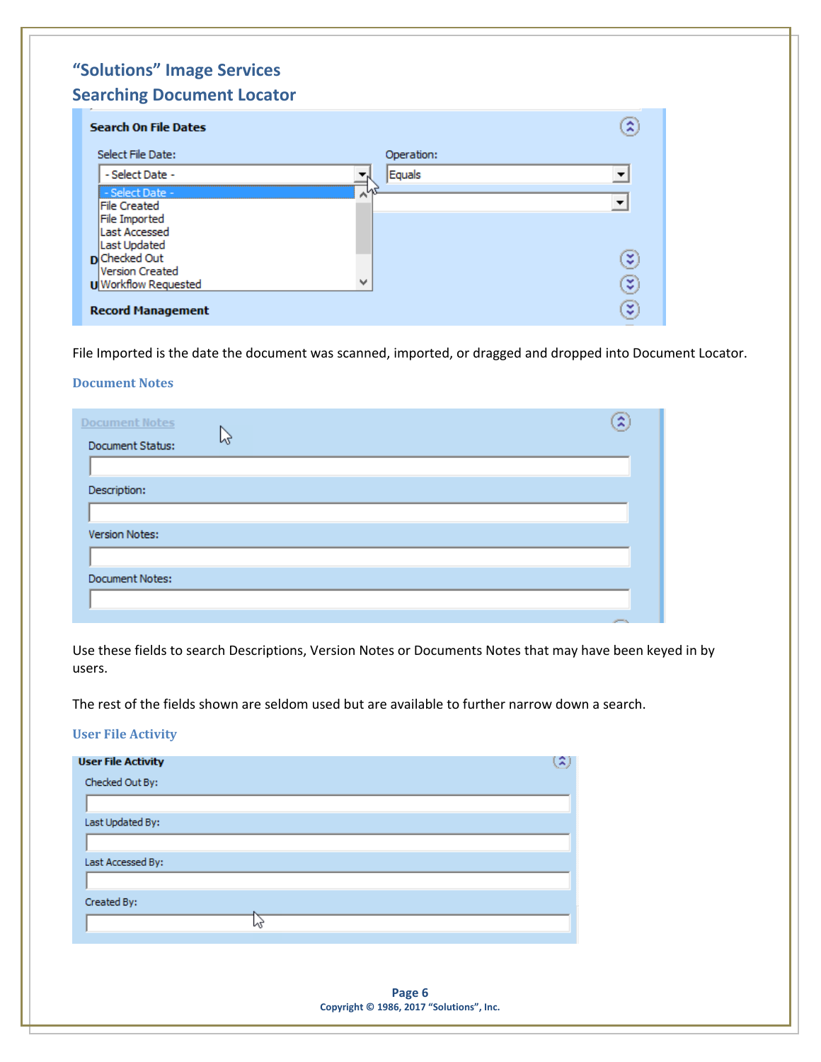## "Solutions" Image Services
## Searching Document Locator

Search On File Dates

Select File Date: - Select Date -

Operation: Equals

- Select Date -
- File Created
- File Imported
- Last Accessed
- Last Updated
- Checked Out
- Version Created
- Workflow Requested

Record Management

File Imported is the date the document was scanned, imported, or dragged and dropped into Document Locator.

### Document Notes

Document Notes

Document Status:

Description:

Version Notes:

Document Notes:

Use these fields to search Descriptions, Version Notes or Documents Notes that may have been keyed in by users.

The rest of the fields shown are seldom used but are available to further narrow down a search.

### User File Activity

User File Activity

Checked Out By:

Last Updated By:

Last Accessed By:

Created By: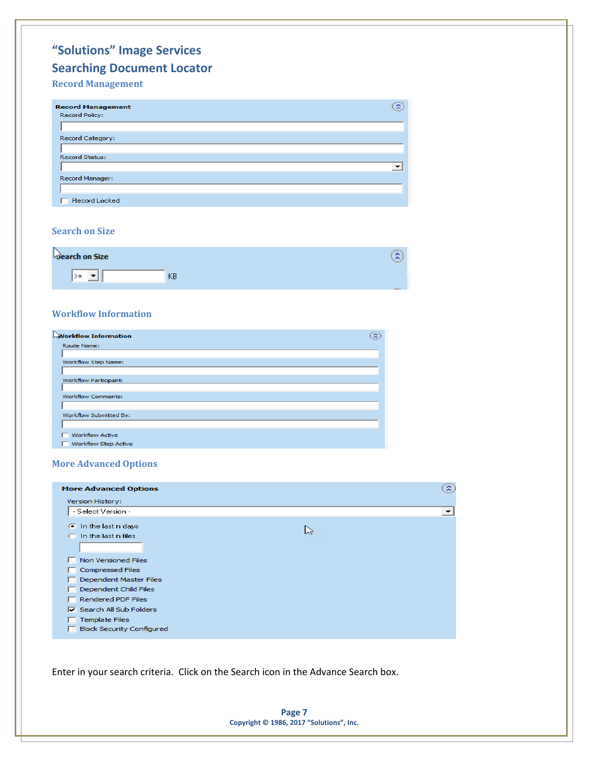# "Solutions" Image Services

## Searching Document Locator

### Record Management

**Record Management**

Record Policy:

Record Category:

Record Status:

Record Manager:

☐ Record Locked

### Search on Size

**Search on Size**

>= KB

### Workflow Information

**Workflow Information**

Route Name:

Workflow Step Name:

Workflow Participant:

Workflow Comments:

Workflow Submitted By:

☐ Workflow Active

☐ Workflow Step Active

### More Advanced Options

**More Advanced Options**

Version History:

- Select Version -

◉ In the last n days

○ In the last n files

☐ Non Versioned Files

☐ Compressed Files

☐ Dependent Master Files

☐ Dependent Child Files

☐ Rendered PDF Files

☑ Search All Sub Folders

☐ Template Files

☐ Block Security Configured

Enter in your search criteria. Click on the Search icon in the Advance Search box.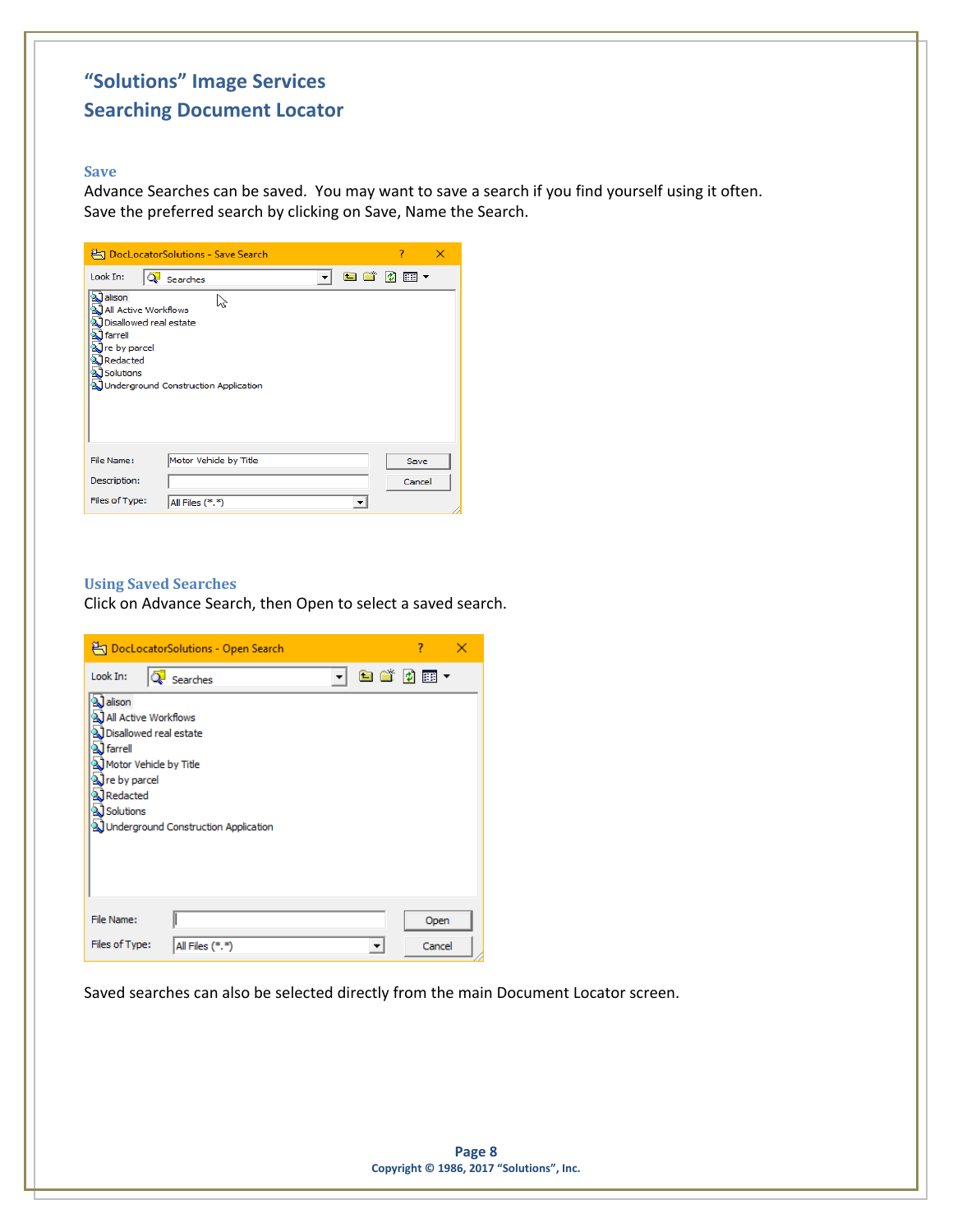# "Solutions" Image Services
## Searching Document Locator

### Save

Advance Searches can be saved. You may want to save a search if you find yourself using it often. Save the preferred search by clicking on Save, Name the Search.

### Using Saved Searches

Click on Advance Search, then Open to select a saved search.

Saved searches can also be selected directly from the main Document Locator screen.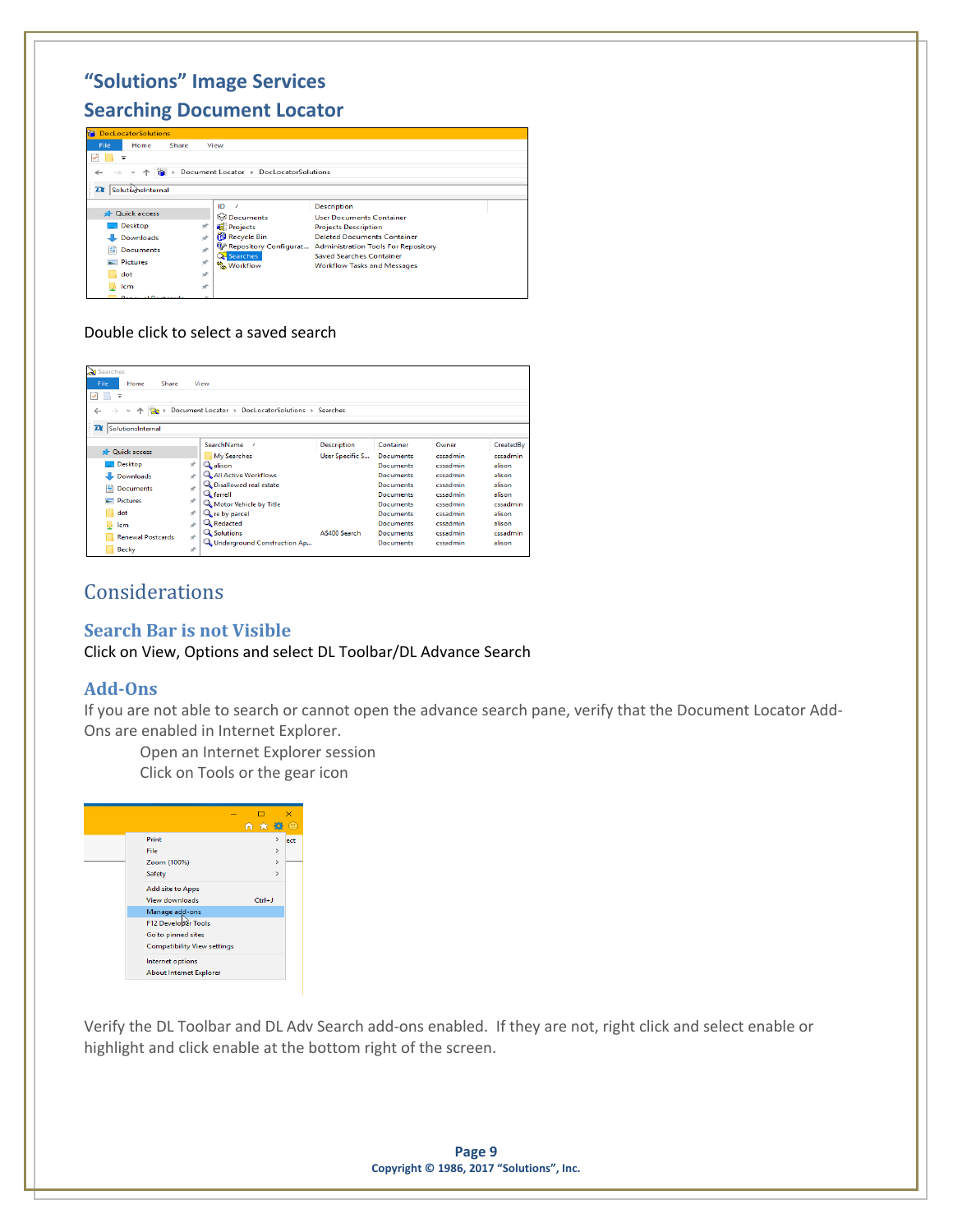# "Solutions" Image Services

## Searching Document Locator

Double click to select a saved search

## Considerations

### Search Bar is not Visible

Click on View, Options and select DL Toolbar/DL Advance Search

### Add-Ons

If you are not able to search or cannot open the advance search pane, verify that the Document Locator Add-Ons are enabled in Internet Explorer.

Open an Internet Explorer session

Click on Tools or the gear icon

Verify the DL Toolbar and DL Adv Search add-ons enabled. If they are not, right click and select enable or highlight and click enable at the bottom right of the screen.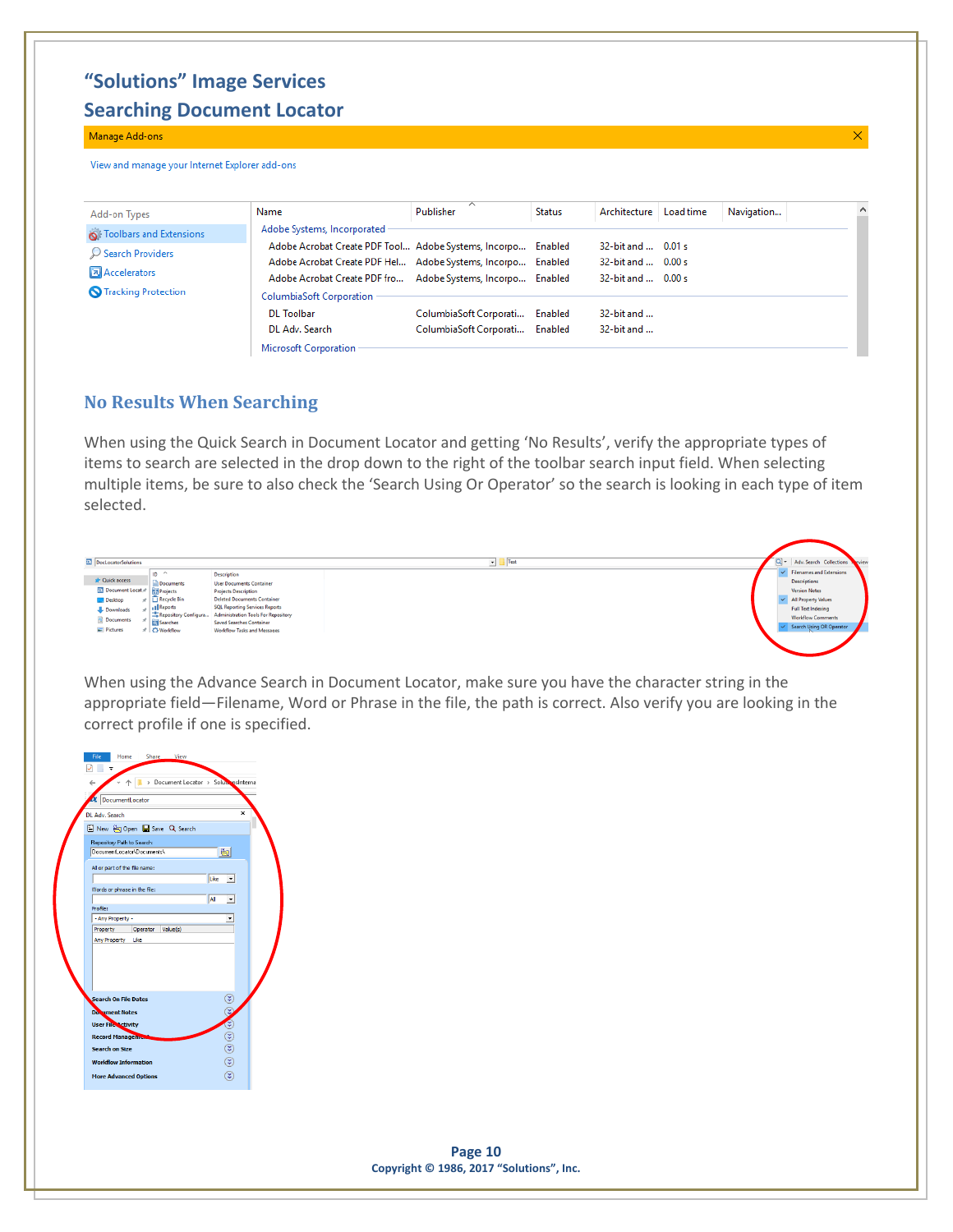# "Solutions" Image Services

## Searching Document Locator

Manage Add-ons

View and manage your Internet Explorer add-ons

Add-on Types

- Toolbars and Extensions
- Search Providers
- Accelerators
- Tracking Protection

| Name | Publisher | Status | Architecture | Load time | Navigation... |
|---|---|---|---|---|---|
| Adobe Systems, Incorporated | | | | | |
| Adobe Acrobat Create PDF Tool... | Adobe Systems, Incorpo... | Enabled | 32-bit and ... | 0.01 s | |
| Adobe Acrobat Create PDF Hel... | Adobe Systems, Incorpo... | Enabled | 32-bit and ... | 0.00 s | |
| Adobe Acrobat Create PDF fro... | Adobe Systems, Incorpo... | Enabled | 32-bit and ... | 0.00 s | |
| ColumbiaSoft Corporation | | | | | |
| DL Toolbar | ColumbiaSoft Corporati... | Enabled | 32-bit and ... | | |
| DL Adv. Search | ColumbiaSoft Corporati... | Enabled | 32-bit and ... | | |
| Microsoft Corporation | | | | | |

## No Results When Searching

When using the Quick Search in Document Locator and getting 'No Results', verify the appropriate types of items to search are selected in the drop down to the right of the toolbar search input field. When selecting multiple items, be sure to also check the 'Search Using Or Operator' so the search is looking in each type of item selected.

When using the Advance Search in Document Locator, make sure you have the character string in the appropriate field—Filename, Word or Phrase in the file, the path is correct. Also verify you are looking in the correct profile if one is specified.

Copyright © 1986, 2017 "Solutions", Inc.